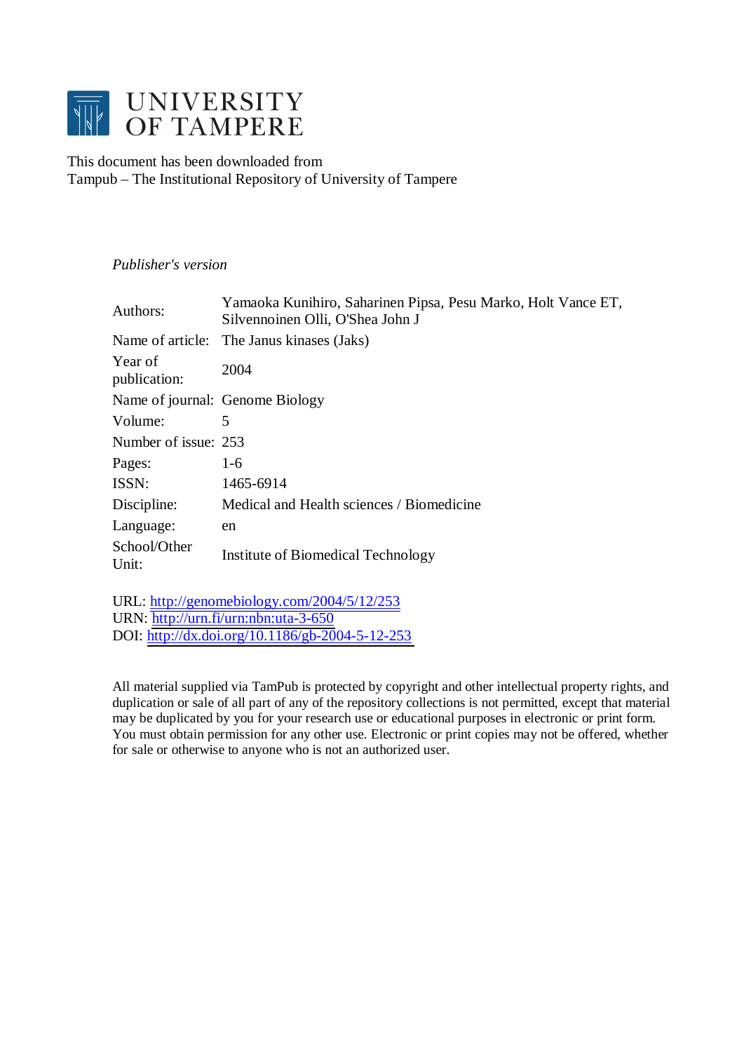# UNIVERSITY OF TAMPERE

This document has been downloaded from
Tampub – The Institutional Repository of University of Tampere

*Publisher's version*

| | |
|---|---|
| Authors: | Yamaoka Kunihiro, Saharinen Pipsa, Pesu Marko, Holt Vance ET, Silvennoinen Olli, O'Shea John J |
| Name of article: | The Janus kinases (Jaks) |
| Year of publication: | 2004 |
| Name of journal: | Genome Biology |
| Volume: | 5 |
| Number of issue: | 253 |
| Pages: | 1-6 |
| ISSN: | 1465-6914 |
| Discipline: | Medical and Health sciences / Biomedicine |
| Language: | en |
| School/Other Unit: | Institute of Biomedical Technology |

URL: http://genomebiology.com/2004/5/12/253
URN: http://urn.fi/urn:nbn:uta-3-650
DOI: http://dx.doi.org/10.1186/gb-2004-5-12-253

All material supplied via TamPub is protected by copyright and other intellectual property rights, and duplication or sale of all part of any of the repository collections is not permitted, except that material may be duplicated by you for your research use or educational purposes in electronic or print form. You must obtain permission for any other use. Electronic or print copies may not be offered, whether for sale or otherwise to anyone who is not an authorized user.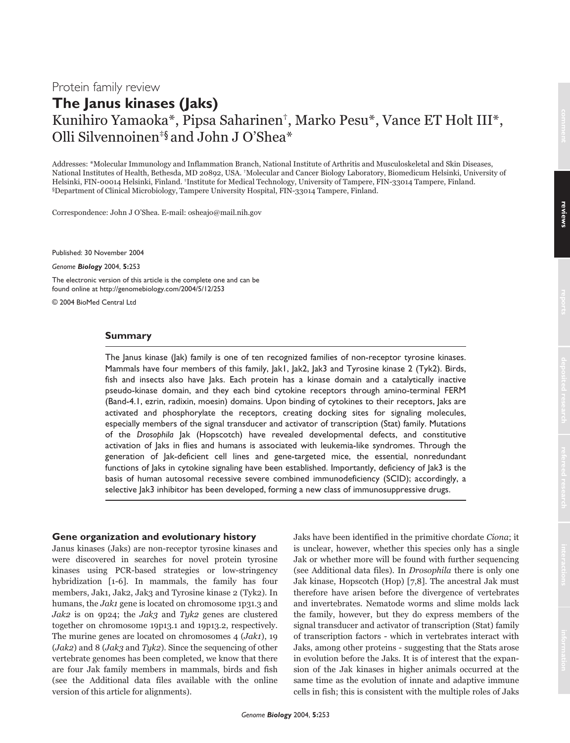Protein family review

# The Janus kinases (Jaks)

Kunihiro Yamaoka*, Pipsa Saharinen†, Marko Pesu*, Vance ET Holt III*, Olli Silvennoinen‡§ and John J O'Shea*

Addresses: *Molecular Immunology and Inflammation Branch, National Institute of Arthritis and Musculoskeletal and Skin Diseases, National Institutes of Health, Bethesda, MD 20892, USA. †Molecular and Cancer Biology Laboratory, Biomedicum Helsinki, University of Helsinki, FIN-00014 Helsinki, Finland. ‡Institute for Medical Technology, University of Tampere, FIN-33014 Tampere, Finland. §Department of Clinical Microbiology, Tampere University Hospital, FIN-33014 Tampere, Finland.

Correspondence: John J O'Shea. E-mail: osheajo@mail.nih.gov

Published: 30 November 2004

*Genome **Biology*** 2004, **5:**253

The electronic version of this article is the complete one and can be found online at http://genomebiology.com/2004/5/12/253

© 2004 BioMed Central Ltd

## Summary

The Janus kinase (Jak) family is one of ten recognized families of non-receptor tyrosine kinases. Mammals have four members of this family, Jak1, Jak2, Jak3 and Tyrosine kinase 2 (Tyk2). Birds, fish and insects also have Jaks. Each protein has a kinase domain and a catalytically inactive pseudo-kinase domain, and they each bind cytokine receptors through amino-terminal FERM (Band-4.1, ezrin, radixin, moesin) domains. Upon binding of cytokines to their receptors, Jaks are activated and phosphorylate the receptors, creating docking sites for signaling molecules, especially members of the signal transducer and activator of transcription (Stat) family. Mutations of the *Drosophila* Jak (Hopscotch) have revealed developmental defects, and constitutive activation of Jaks in flies and humans is associated with leukemia-like syndromes. Through the generation of Jak-deficient cell lines and gene-targeted mice, the essential, nonredundant functions of Jaks in cytokine signaling have been established. Importantly, deficiency of Jak3 is the basis of human autosomal recessive severe combined immunodeficiency (SCID); accordingly, a selective Jak3 inhibitor has been developed, forming a new class of immunosuppressive drugs.

## Gene organization and evolutionary history

Janus kinases (Jaks) are non-receptor tyrosine kinases and were discovered in searches for novel protein tyrosine kinases using PCR-based strategies or low-stringency hybridization [1-6]. In mammals, the family has four members, Jak1, Jak2, Jak3 and Tyrosine kinase 2 (Tyk2). In humans, the *Jak1* gene is located on chromosome 1p31.3 and *Jak2* is on 9p24; the *Jak3* and *Tyk2* genes are clustered together on chromosome 19p13.1 and 19p13.2, respectively. The murine genes are located on chromosomes 4 (*Jak1*), 19 (*Jak2*) and 8 (*Jak3* and *Tyk2*). Since the sequencing of other vertebrate genomes has been completed, we know that there are four Jak family members in mammals, birds and fish (see the Additional data files available with the online version of this article for alignments).

Jaks have been identified in the primitive chordate *Ciona*; it is unclear, however, whether this species only has a single Jak or whether more will be found with further sequencing (see Additional data files). In *Drosophila* there is only one Jak kinase, Hopscotch (Hop) [7,8]. The ancestral Jak must therefore have arisen before the divergence of vertebrates and invertebrates. Nematode worms and slime molds lack the family, however, but they do express members of the signal transducer and activator of transcription (Stat) family of transcription factors - which in vertebrates interact with Jaks, among other proteins - suggesting that the Stats arose in evolution before the Jaks. It is of interest that the expansion of the Jak kinases in higher animals occurred at the same time as the evolution of innate and adaptive immune cells in fish; this is consistent with the multiple roles of Jaks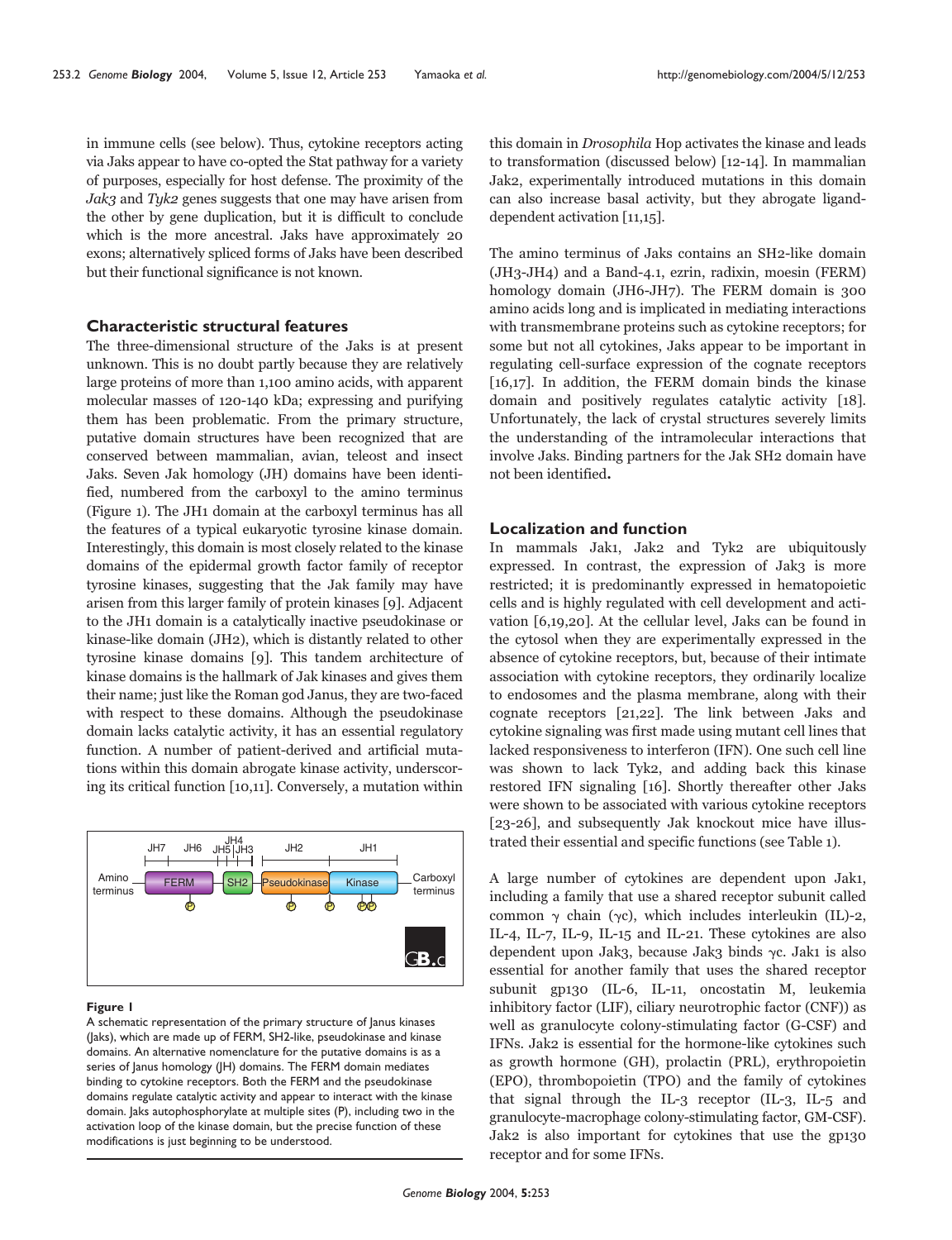in immune cells (see below). Thus, cytokine receptors acting via Jaks appear to have co-opted the Stat pathway for a variety of purposes, especially for host defense. The proximity of the *Jak3* and *Tyk2* genes suggests that one may have arisen from the other by gene duplication, but it is difficult to conclude which is the more ancestral. Jaks have approximately 20 exons; alternatively spliced forms of Jaks have been described but their functional significance is not known.

## Characteristic structural features

The three-dimensional structure of the Jaks is at present unknown. This is no doubt partly because they are relatively large proteins of more than 1,100 amino acids, with apparent molecular masses of 120-140 kDa; expressing and purifying them has been problematic. From the primary structure, putative domain structures have been recognized that are conserved between mammalian, avian, teleost and insect Jaks. Seven Jak homology (JH) domains have been identified, numbered from the carboxyl to the amino terminus (Figure 1). The JH1 domain at the carboxyl terminus has all the features of a typical eukaryotic tyrosine kinase domain. Interestingly, this domain is most closely related to the kinase domains of the epidermal growth factor family of receptor tyrosine kinases, suggesting that the Jak family may have arisen from this larger family of protein kinases [9]. Adjacent to the JH1 domain is a catalytically inactive pseudokinase or kinase-like domain (JH2), which is distantly related to other tyrosine kinase domains [9]. This tandem architecture of kinase domains is the hallmark of Jak kinases and gives them their name; just like the Roman god Janus, they are two-faced with respect to these domains. Although the pseudokinase domain lacks catalytic activity, it has an essential regulatory function. A number of patient-derived and artificial mutations within this domain abrogate kinase activity, underscoring its critical function [10,11]. Conversely, a mutation within this domain in *Drosophila* Hop activates the kinase and leads to transformation (discussed below) [12-14]. In mammalian Jak2, experimentally introduced mutations in this domain can also increase basal activity, but they abrogate ligand-dependent activation [11,15].

**Figure 1**

A schematic representation of the primary structure of Janus kinases (Jaks), which are made up of FERM, SH2-like, pseudokinase and kinase domains. An alternative nomenclature for the putative domains is as a series of Janus homology (JH) domains. The FERM domain mediates binding to cytokine receptors. Both the FERM and the pseudokinase domains regulate catalytic activity and appear to interact with the kinase domain. Jaks autophosphorylate at multiple sites (P), including two in the activation loop of the kinase domain, but the precise function of these modifications is just beginning to be understood.

The amino terminus of Jaks contains an SH2-like domain (JH3-JH4) and a Band-4.1, ezrin, radixin, moesin (FERM) homology domain (JH6-JH7). The FERM domain is 300 amino acids long and is implicated in mediating interactions with transmembrane proteins such as cytokine receptors; for some but not all cytokines, Jaks appear to be important in regulating cell-surface expression of the cognate receptors [16,17]. In addition, the FERM domain binds the kinase domain and positively regulates catalytic activity [18]. Unfortunately, the lack of crystal structures severely limits the understanding of the intramolecular interactions that involve Jaks. Binding partners for the Jak SH2 domain have not been identified**.**

## Localization and function

In mammals Jak1, Jak2 and Tyk2 are ubiquitously expressed. In contrast, the expression of Jak3 is more restricted; it is predominantly expressed in hematopoietic cells and is highly regulated with cell development and activation [6,19,20]. At the cellular level, Jaks can be found in the cytosol when they are experimentally expressed in the absence of cytokine receptors, but, because of their intimate association with cytokine receptors, they ordinarily localize to endosomes and the plasma membrane, along with their cognate receptors [21,22]. The link between Jaks and cytokine signaling was first made using mutant cell lines that lacked responsiveness to interferon (IFN). One such cell line was shown to lack Tyk2, and adding back this kinase restored IFN signaling [16]. Shortly thereafter other Jaks were shown to be associated with various cytokine receptors [23-26], and subsequently Jak knockout mice have illustrated their essential and specific functions (see Table 1).

A large number of cytokines are dependent upon Jak1, including a family that use a shared receptor subunit called common γ chain (γc), which includes interleukin (IL)-2, IL-4, IL-7, IL-9, IL-15 and IL-21. These cytokines are also dependent upon Jak3, because Jak3 binds γc. Jak1 is also essential for another family that uses the shared receptor subunit gp130 (IL-6, IL-11, oncostatin M, leukemia inhibitory factor (LIF), ciliary neurotrophic factor (CNF)) as well as granulocyte colony-stimulating factor (G-CSF) and IFNs. Jak2 is essential for the hormone-like cytokines such as growth hormone (GH), prolactin (PRL), erythropoietin (EPO), thrombopoietin (TPO) and the family of cytokines that signal through the IL-3 receptor (IL-3, IL-5 and granulocyte-macrophage colony-stimulating factor, GM-CSF). Jak2 is also important for cytokines that use the gp130 receptor and for some IFNs.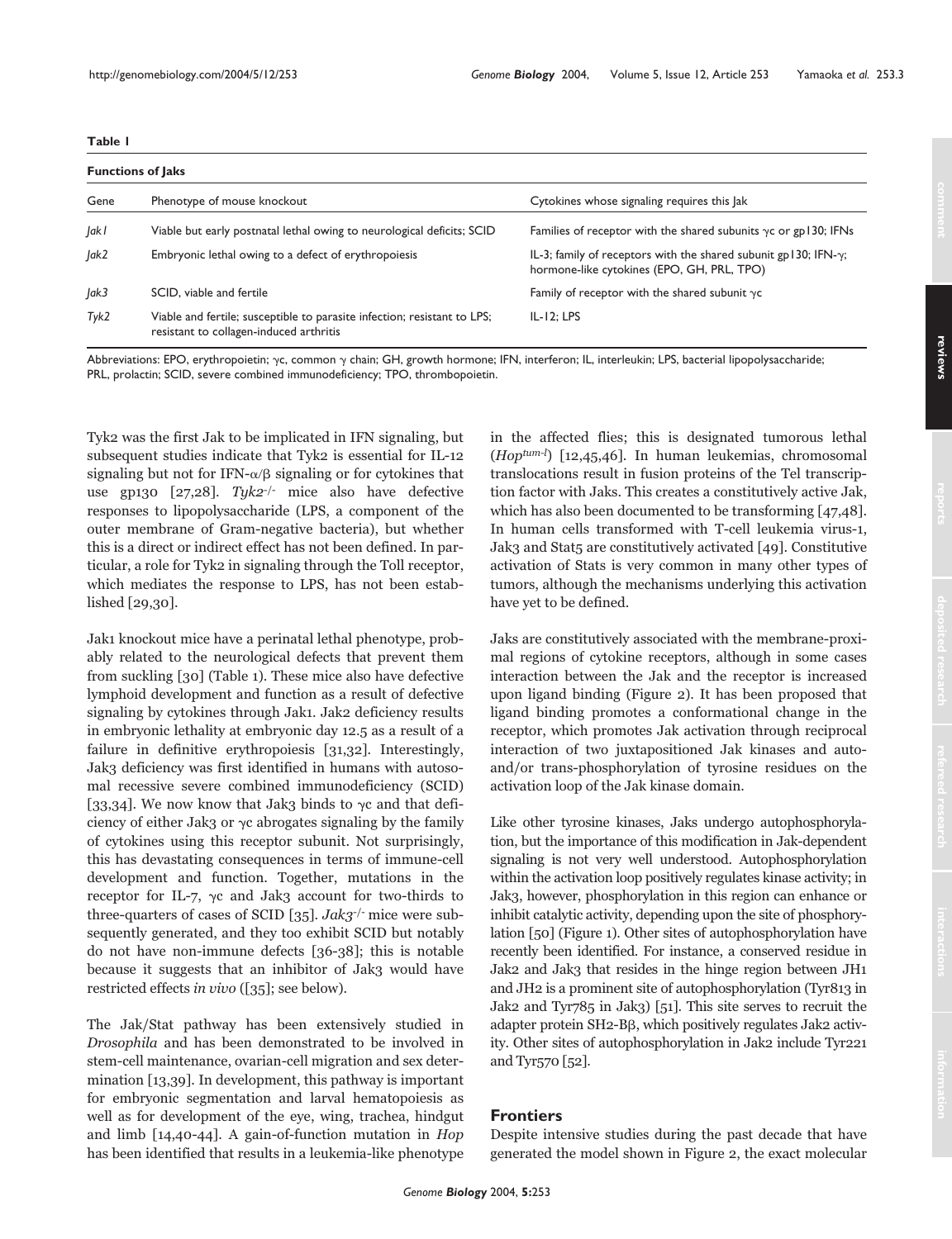**Table 1**

**Functions of Jaks**

| Gene | Phenotype of mouse knockout | Cytokines whose signaling requires this Jak |
|---|---|---|
| *Jak1* | Viable but early postnatal lethal owing to neurological deficits; SCID | Families of receptor with the shared subunits γc or gp130; IFNs |
| *Jak2* | Embryonic lethal owing to a defect of erythropoiesis | IL-3; family of receptors with the shared subunit gp130; IFN-γ; hormone-like cytokines (EPO, GH, PRL, TPO) |
| *Jak3* | SCID, viable and fertile | Family of receptor with the shared subunit γc |
| *Tyk2* | Viable and fertile; susceptible to parasite infection; resistant to LPS; resistant to collagen-induced arthritis | IL-12; LPS |

Abbreviations: EPO, erythropoietin; γc, common γ chain; GH, growth hormone; IFN, interferon; IL, interleukin; LPS, bacterial lipopolysaccharide; PRL, prolactin; SCID, severe combined immunodeficiency; TPO, thrombopoietin.

Tyk2 was the first Jak to be implicated in IFN signaling, but subsequent studies indicate that Tyk2 is essential for IL-12 signaling but not for IFN-α/β signaling or for cytokines that use gp130 [27,28]. *Tyk2*$^{-/-}$ mice also have defective responses to lipopolysaccharide (LPS, a component of the outer membrane of Gram-negative bacteria), but whether this is a direct or indirect effect has not been defined. In particular, a role for Tyk2 in signaling through the Toll receptor, which mediates the response to LPS, has not been established [29,30].

Jak1 knockout mice have a perinatal lethal phenotype, probably related to the neurological defects that prevent them from suckling [30] (Table 1). These mice also have defective lymphoid development and function as a result of defective signaling by cytokines through Jak1. Jak2 deficiency results in embryonic lethality at embryonic day 12.5 as a result of a failure in definitive erythropoiesis [31,32]. Interestingly, Jak3 deficiency was first identified in humans with autosomal recessive severe combined immunodeficiency (SCID) [33,34]. We now know that Jak3 binds to γc and that deficiency of either Jak3 or γc abrogates signaling by the family of cytokines using this receptor subunit. Not surprisingly, this has devastating consequences in terms of immune-cell development and function. Together, mutations in the receptor for IL-7, γc and Jak3 account for two-thirds to three-quarters of cases of SCID [35]. *Jak3*$^{-/-}$ mice were subsequently generated, and they too exhibit SCID but notably do not have non-immune defects [36-38]; this is notable because it suggests that an inhibitor of Jak3 would have restricted effects *in vivo* ([35]; see below).

The Jak/Stat pathway has been extensively studied in *Drosophila* and has been demonstrated to be involved in stem-cell maintenance, ovarian-cell migration and sex determination [13,39]. In development, this pathway is important for embryonic segmentation and larval hematopoiesis as well as for development of the eye, wing, trachea, hindgut and limb [14,40-44]. A gain-of-function mutation in *Hop* has been identified that results in a leukemia-like phenotype in the affected flies; this is designated tumorous lethal (*Hop*$^{tum\text{-}l}$) [12,45,46]. In human leukemias, chromosomal translocations result in fusion proteins of the Tel transcription factor with Jaks. This creates a constitutively active Jak, which has also been documented to be transforming [47,48]. In human cells transformed with T-cell leukemia virus-1, Jak3 and Stat5 are constitutively activated [49]. Constitutive activation of Stats is very common in many other types of tumors, although the mechanisms underlying this activation have yet to be defined.

Jaks are constitutively associated with the membrane-proximal regions of cytokine receptors, although in some cases interaction between the Jak and the receptor is increased upon ligand binding (Figure 2). It has been proposed that ligand binding promotes a conformational change in the receptor, which promotes Jak activation through reciprocal interaction of two juxtapositioned Jak kinases and auto- and/or trans-phosphorylation of tyrosine residues on the activation loop of the Jak kinase domain.

Like other tyrosine kinases, Jaks undergo autophosphorylation, but the importance of this modification in Jak-dependent signaling is not very well understood. Autophosphorylation within the activation loop positively regulates kinase activity; in Jak3, however, phosphorylation in this region can enhance or inhibit catalytic activity, depending upon the site of phosphorylation [50] (Figure 1). Other sites of autophosphorylation have recently been identified. For instance, a conserved residue in Jak2 and Jak3 that resides in the hinge region between JH1 and JH2 is a prominent site of autophosphorylation (Tyr813 in Jak2 and Tyr785 in Jak3) [51]. This site serves to recruit the adapter protein SH2-Bβ, which positively regulates Jak2 activity. Other sites of autophosphorylation in Jak2 include Tyr221 and Tyr570 [52].

## Frontiers

Despite intensive studies during the past decade that have generated the model shown in Figure 2, the exact molecular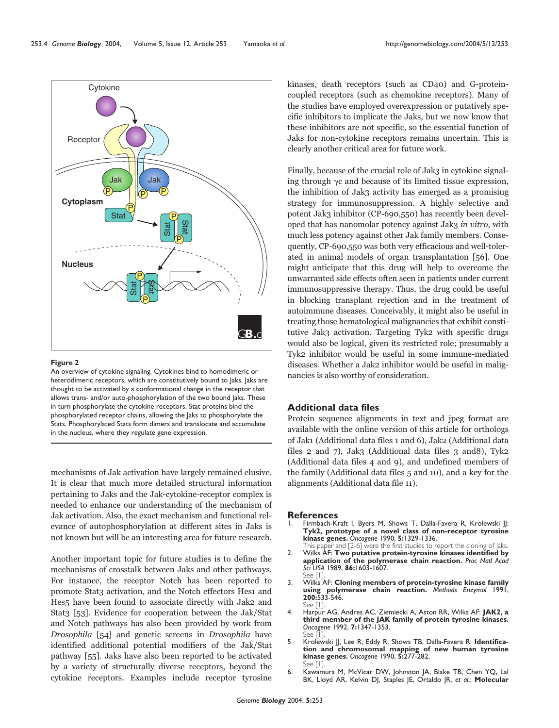**Figure 2**

An overview of cytokine signaling. Cytokines bind to homodimeric or heterodimeric receptors, which are constitutively bound to Jaks. Jaks are thought to be activated by a conformational change in the receptor that allows trans- and/or auto-phosphorylation of the two bound Jaks. These in turn phosphorylate the cytokine receptors. Stat proteins bind the phosphorylated receptor chains, allowing the Jaks to phosphorylate the Stats. Phosphorylated Stats form dimers and translocate and accumulate in the nucleus, where they regulate gene expression.

mechanisms of Jak activation have largely remained elusive. It is clear that much more detailed structural information pertaining to Jaks and the Jak-cytokine-receptor complex is needed to enhance our understanding of the mechanism of Jak activation. Also, the exact mechanism and functional relevance of autophosphorylation at different sites in Jaks is not known but will be an interesting area for future research.

Another important topic for future studies is to define the mechanisms of crosstalk between Jaks and other pathways. For instance, the receptor Notch has been reported to promote Stat3 activation, and the Notch effectors Hes1 and Hes5 have been found to associate directly with Jak2 and Stat3 [53]. Evidence for cooperation between the Jak/Stat and Notch pathways has also been provided by work from *Drosophila* [54] and genetic screens in *Drosophila* have identified additional potential modifiers of the Jak/Stat pathway [55]. Jaks have also been reported to be activated by a variety of structurally diverse receptors, beyond the cytokine receptors. Examples include receptor tyrosine kinases, death receptors (such as CD40) and G-protein-coupled receptors (such as chemokine receptors). Many of the studies have employed overexpression or putatively specific inhibitors to implicate the Jaks, but we now know that these inhibitors are not specific, so the essential function of Jaks for non-cytokine receptors remains uncertain. This is clearly another critical area for future work.

Finally, because of the crucial role of Jak3 in cytokine signaling through γc and because of its limited tissue expression, the inhibition of Jak3 activity has emerged as a promising strategy for immunosuppression. A highly selective and potent Jak3 inhibitor (CP-690,550) has recently been developed that has nanomolar potency against Jak3 *in vitro*, with much less potency against other Jak family members. Consequently, CP-690,550 was both very efficacious and well-tolerated in animal models of organ transplantation [56]. One might anticipate that this drug will help to overcome the unwarranted side effects often seen in patients under current immunosuppressive therapy. Thus, the drug could be useful in blocking transplant rejection and in the treatment of autoimmune diseases. Conceivably, it might also be useful in treating those hematological malignancies that exhibit constitutive Jak3 activation. Targeting Tyk2 with specific drugs would also be logical, given its restricted role; presumably a Tyk2 inhibitor would be useful in some immune-mediated diseases. Whether a Jak2 inhibitor would be useful in malignancies is also worthy of consideration.

## Additional data files

Protein sequence alignments in text and jpeg format are available with the online version of this article for orthologs of Jak1 (Additional data files 1 and 6), Jak2 (Additional data files 2 and 7), Jak3 (Additional data files 3 and8), Tyk2 (Additional data files 4 and 9), and undefined members of the family (Additional data files 5 and 10), and a key for the alignments (Additional data file 11).

## References

1. Firmbach-Kraft I, Byers M, Shows T, Dalla-Favera R, Krolewski JJ: **Tyk2, prototype of a novel class of non-receptor tyrosine kinase genes.** *Oncogene* 1990, **5:**1329-1336.
   This paper and [2-6] were the first studies to report the cloning of Jaks.
2. Wilks AF: **Two putative protein-tyrosine kinases identified by application of the polymerase chain reaction.** *Proc Natl Acad Sci USA* 1989, **86:**1603-1607.
   See [1].
3. Wilks AF: **Cloning members of protein-tyrosine kinase family using polymerase chain reaction.** *Methods Enzymol* 1991, **200:**533-546.
   See [1].
4. Harpur AG, Andres AC, Ziemiecki A, Aston RR, Wilks AF: **JAK2, a third member of the JAK family of protein tyrosine kinases.** *Oncogene* 1992, **7:**1347-1353.
   See [1].
5. Krolewski JJ, Lee R, Eddy R, Shows TB, Dalla-Favera R: **Identification and chromosomal mapping of new human tyrosine kinase genes.** *Oncogene* 1990, **5:**277-282.
   See [1].
6. Kawamura M, McVicar DW, Johnston JA, Blake TB, Chen YQ, Lal BK, Lloyd AR, Kelvin DJ, Staples JE, Ortaldo JR, *et al.*: **Molecular**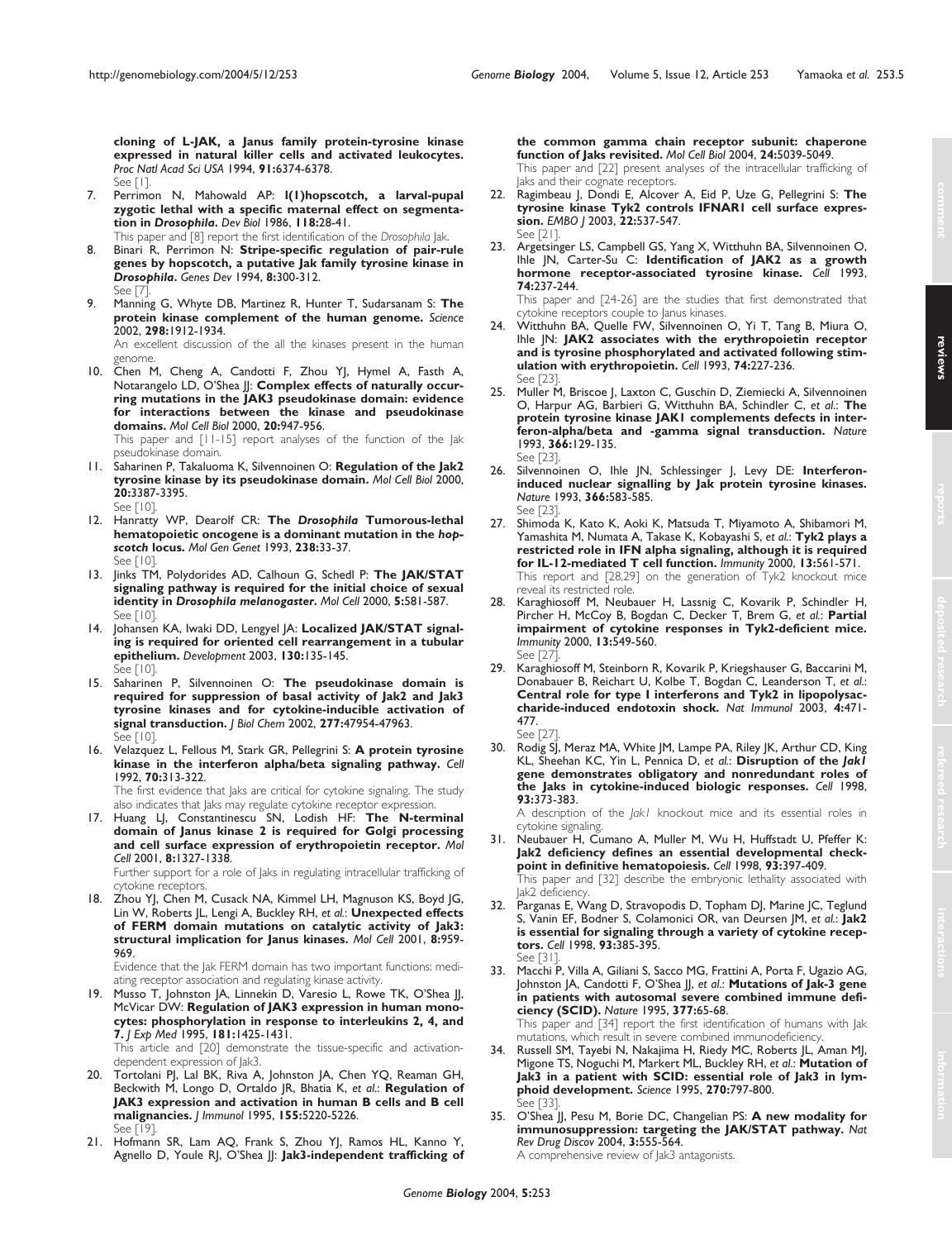**cloning of L-JAK, a Janus family protein-tyrosine kinase expressed in natural killer cells and activated leukocytes.** *Proc Natl Acad Sci USA* 1994, **91:**6374-6378.
See [1].

7. Perrimon N, Mahowald AP: **l(1)hopscotch, a larval-pupal zygotic lethal with a specific maternal effect on segmentation in *Drosophila*.** *Dev Biol* 1986, **118:**28-41.
This paper and [8] report the first identification of the *Drosophila* Jak.
8. Binari R, Perrimon N: **Stripe-specific regulation of pair-rule genes by hopscotch, a putative Jak family tyrosine kinase in *Drosophila*.** *Genes Dev* 1994, **8:**300-312.
See [7].
9. Manning G, Whyte DB, Martinez R, Hunter T, Sudarsanam S: **The protein kinase complement of the human genome.** *Science* 2002, **298:**1912-1934.
An excellent discussion of the all the kinases present in the human genome.
10. Chen M, Cheng A, Candotti F, Zhou YJ, Hymel A, Fasth A, Notarangelo LD, O'Shea JJ: **Complex effects of naturally occurring mutations in the JAK3 pseudokinase domain: evidence for interactions between the kinase and pseudokinase domains.** *Mol Cell Biol* 2000, **20:**947-956.
This paper and [11-15] report analyses of the function of the Jak pseudokinase domain.
11. Saharinen P, Takaluoma K, Silvennoinen O: **Regulation of the Jak2 tyrosine kinase by its pseudokinase domain.** *Mol Cell Biol* 2000, **20:**3387-3395.
See [10].
12. Hanratty WP, Dearolf CR: **The *Drosophila* Tumorous-lethal hematopoietic oncogene is a dominant mutation in the *hopscotch* locus.** *Mol Gen Genet* 1993, **238:**33-37.
See [10].
13. Jinks TM, Polydorides AD, Calhoun G, Schedl P: **The JAK/STAT signaling pathway is required for the initial choice of sexual identity in *Drosophila melanogaster*.** *Mol Cell* 2000, **5:**581-587.
See [10].
14. Johansen KA, Iwaki DD, Lengyel JA: **Localized JAK/STAT signaling is required for oriented cell rearrangement in a tubular epithelium.** *Development* 2003, **130:**135-145.
See [10].
15. Saharinen P, Silvennoinen O: **The pseudokinase domain is required for suppression of basal activity of Jak2 and Jak3 tyrosine kinases and for cytokine-inducible activation of signal transduction.** *J Biol Chem* 2002, **277:**47954-47963.
See [10].
16. Velazquez L, Fellous M, Stark GR, Pellegrini S: **A protein tyrosine kinase in the interferon alpha/beta signaling pathway.** *Cell* 1992, **70:**313-322.
The first evidence that Jaks are critical for cytokine signaling. The study also indicates that Jaks may regulate cytokine receptor expression.
17. Huang LJ, Constantinescu SN, Lodish HF: **The N-terminal domain of Janus kinase 2 is required for Golgi processing and cell surface expression of erythropoietin receptor.** *Mol Cell* 2001, **8:**1327-1338.
Further support for a role of Jaks in regulating intracellular trafficking of cytokine receptors.
18. Zhou YJ, Chen M, Cusack NA, Kimmel LH, Magnuson KS, Boyd JG, Lin W, Roberts JL, Lengi A, Buckley RH, *et al.*: **Unexpected effects of FERM domain mutations on catalytic activity of Jak3: structural implication for Janus kinases.** *Mol Cell* 2001, **8:**959-969.
Evidence that the Jak FERM domain has two important functions: mediating receptor association and regulating kinase activity.
19. Musso T, Johnston JA, Linnekin D, Varesio L, Rowe TK, O'Shea JJ, McVicar DW: **Regulation of JAK3 expression in human monocytes: phosphorylation in response to interleukins 2, 4, and 7.** *J Exp Med* 1995, **181:**1425-1431.
This article and [20] demonstrate the tissue-specific and activation-dependent expression of Jak3.
20. Tortolani PJ, Lal BK, Riva A, Johnston JA, Chen YQ, Reaman GH, Beckwith M, Longo D, Ortaldo JR, Bhatia K, *et al.*: **Regulation of JAK3 expression and activation in human B cells and B cell malignancies.** *J Immunol* 1995, **155:**5220-5226.
See [19].
21. Hofmann SR, Lam AQ, Frank S, Zhou YJ, Ramos HL, Kanno Y, Agnello D, Youle RJ, O'Shea JJ: **Jak3-independent trafficking of the common gamma chain receptor subunit: chaperone function of Jaks revisited.** *Mol Cell Biol* 2004, **24:**5039-5049.
This paper and [22] present analyses of the intracellular trafficking of Jaks and their cognate receptors.
22. Ragimbeau J, Dondi E, Alcover A, Eid P, Uze G, Pellegrini S: **The tyrosine kinase Tyk2 controls IFNAR1 cell surface expression.** *EMBO J* 2003, **22:**537-547.
See [21].
23. Argetsinger LS, Campbell GS, Yang X, Witthuhn BA, Silvennoinen O, Ihle JN, Carter-Su C: **Identification of JAK2 as a growth hormone receptor-associated tyrosine kinase.** *Cell* 1993, **74:**237-244.
This paper and [24-26] are the studies that first demonstrated that cytokine receptors couple to Janus kinases.
24. Witthuhn BA, Quelle FW, Silvennoinen O, Yi T, Tang B, Miura O, Ihle JN: **JAK2 associates with the erythropoietin receptor and is tyrosine phosphorylated and activated following stimulation with erythropoietin.** *Cell* 1993, **74:**227-236.
See [23].
25. Muller M, Briscoe J, Laxton C, Guschin D, Ziemiecki A, Silvennoinen O, Harpur AG, Barbieri G, Witthuhn BA, Schindler C, *et al.*: **The protein tyrosine kinase JAK1 complements defects in interferon-alpha/beta and -gamma signal transduction.** *Nature* 1993, **366:**129-135.
See [23].
26. Silvennoinen O, Ihle JN, Schlessinger J, Levy DE: **Interferon-induced nuclear signalling by Jak protein tyrosine kinases.** *Nature* 1993, **366:**583-585.
See [23].
27. Shimoda K, Kato K, Aoki K, Matsuda T, Miyamoto A, Shibamori M, Yamashita M, Numata A, Takase K, Kobayashi S, *et al.*: **Tyk2 plays a restricted role in IFN alpha signaling, although it is required for IL-12-mediated T cell function.** *Immunity* 2000, **13:**561-571.
This report and [28,29] on the generation of Tyk2 knockout mice reveal its restricted role.
28. Karaghiosoff M, Neubauer H, Lassnig C, Kovarik P, Schindler H, Pircher H, McCoy B, Bogdan C, Decker T, Brem G, *et al.*: **Partial impairment of cytokine responses in Tyk2-deficient mice.** *Immunity* 2000, **13:**549-560.
See [27].
29. Karaghiosoff M, Steinborn R, Kovarik P, Kriegshauser G, Baccarini M, Donabauer B, Reichart U, Kolbe T, Bogdan C, Leanderson T, *et al.*: **Central role for type I interferons and Tyk2 in lipopolysaccharide-induced endotoxin shock.** *Nat Immunol* 2003, **4:**471-477.
See [27].
30. Rodig SJ, Meraz MA, White JM, Lampe PA, Riley JK, Arthur CD, King KL, Sheehan KC, Yin L, Pennica D, *et al.*: **Disruption of the *Jak1* gene demonstrates obligatory and nonredundant roles of the Jaks in cytokine-induced biologic responses.** *Cell* 1998, **93:**373-383.
A description of the *Jak1* knockout mice and its essential roles in cytokine signaling.
31. Neubauer H, Cumano A, Muller M, Wu H, Huffstadt U, Pfeffer K: **Jak2 deficiency defines an essential developmental checkpoint in definitive hematopoiesis.** *Cell* 1998, **93:**397-409.
This paper and [32] describe the embryonic lethality associated with Jak2 deficiency.
32. Parganas E, Wang D, Stravopodis D, Topham DJ, Marine JC, Teglund S, Vanin EF, Bodner S, Colamonici OR, van Deursen JM, *et al.*: **Jak2 is essential for signaling through a variety of cytokine receptors.** *Cell* 1998, **93:**385-395.
See [31].
33. Macchi P, Villa A, Giliani S, Sacco MG, Frattini A, Porta F, Ugazio AG, Johnston JA, Candotti F, O'Shea JJ, *et al.*: **Mutations of Jak-3 gene in patients with autosomal severe combined immune deficiency (SCID).** *Nature* 1995, **377:**65-68.
This paper and [34] report the first identification of humans with Jak mutations, which result in severe combined immunodeficiency.
34. Russell SM, Tayebi N, Nakajima H, Riedy MC, Roberts JL, Aman MJ, Migone TS, Noguchi M, Markert ML, Buckley RH, *et al.*: **Mutation of Jak3 in a patient with SCID: essential role of Jak3 in lymphoid development.** *Science* 1995, **270:**797-800.
See [33].
35. O'Shea JJ, Pesu M, Borie DC, Changelian PS: **A new modality for immunosuppression: targeting the JAK/STAT pathway.** *Nat Rev Drug Discov* 2004, **3:**555-564.
A comprehensive review of Jak3 antagonists.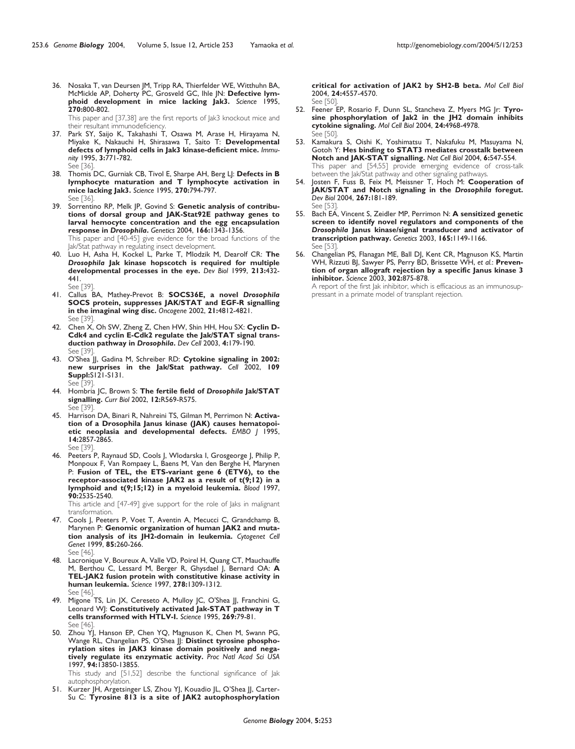36. Nosaka T, van Deursen JM, Tripp RA, Thierfelder WE, Witthuhn BA, McMickle AP, Doherty PC, Grosveld GC, Ihle JN: **Defective lymphoid development in mice lacking Jak3.** *Science* 1995, **270:**800-802.
This paper and [37,38] are the first reports of Jak3 knockout mice and their resultant immunodeficiency.
37. Park SY, Saijo K, Takahashi T, Osawa M, Arase H, Hirayama N, Miyake K, Nakauchi H, Shirasawa T, Saito T: **Developmental defects of lymphoid cells in Jak3 kinase-deficient mice.** *Immunity* 1995, **3:**771-782.
See [36].
38. Thomis DC, Gurniak CB, Tivol E, Sharpe AH, Berg LJ: **Defects in B lymphocyte maturation and T lymphocyte activation in mice lacking Jak3.** *Science* 1995, **270:**794-797.
See [36].
39. Sorrentino RP, Melk JP, Govind S: **Genetic analysis of contributions of dorsal group and JAK-Stat92E pathway genes to larval hemocyte concentration and the egg encapsulation response in *Drosophila*.** *Genetics* 2004, **166:**1343-1356.
This paper and [40-45] give evidence for the broad functions of the Jak/Stat pathway in regulating insect development.
40. Luo H, Asha H, Kockel L, Parke T, Mlodzik M, Dearolf CR: **The *Drosophila* Jak kinase hopscotch is required for multiple developmental processes in the eye.** *Dev Biol* 1999, **213:**432-441.
See [39].
41. Callus BA, Mathey-Prevot B: **SOCS36E, a novel *Drosophila* SOCS protein, suppresses JAK/STAT and EGF-R signalling in the imaginal wing disc.** *Oncogene* 2002, **21:**4812-4821.
See [39].
42. Chen X, Oh SW, Zheng Z, Chen HW, Shin HH, Hou SX: **Cyclin D-Cdk4 and cyclin E-Cdk2 regulate the Jak/STAT signal transduction pathway in *Drosophila*.** *Dev Cell* 2003, **4:**179-190.
See [39].
43. O'Shea JJ, Gadina M, Schreiber RD: **Cytokine signaling in 2002: new surprises in the Jak/Stat pathway.** *Cell* 2002, **109 Suppl:**S121-S131.
See [39].
44. Hombria JC, Brown S: **The fertile field of *Drosophila* Jak/STAT signalling.** *Curr Biol* 2002, **12:**R569-R575.
See [39].
45. Harrison DA, Binari R, Nahreini TS, Gilman M, Perrimon N: **Activation of a Drosophila Janus kinase (JAK) causes hematopoietic neoplasia and developmental defects.** *EMBO J* 1995, **14:**2857-2865.
See [39].
46. Peeters P, Raynaud SD, Cools J, Wlodarska I, Grosgeorge J, Philip P, Monpoux F, Van Rompaey L, Baens M, Van den Berghe H, Marynen P: **Fusion of TEL, the ETS-variant gene 6 (ETV6), to the receptor-associated kinase JAK2 as a result of t(9;12) in a lymphoid and t(9;15;12) in a myeloid leukemia.** *Blood* 1997, **90:**2535-2540.
This article and [47-49] give support for the role of Jaks in malignant transformation.
47. Cools J, Peeters P, Voet T, Aventin A, Mecucci C, Grandchamp B, Marynen P: **Genomic organization of human JAK2 and mutation analysis of its JH2-domain in leukemia.** *Cytogenet Cell Genet* 1999, **85:**260-266.
See [46].
48. Lacronique V, Boureux A, Valle VD, Poirel H, Quang CT, Mauchauffe M, Berthou C, Lessard M, Berger R, Ghysdael J, Bernard OA: **A TEL-JAK2 fusion protein with constitutive kinase activity in human leukemia.** *Science* 1997, **278:**1309-1312.
See [46].
49. Migone TS, Lin JX, Cereseto A, Mulloy JC, O'Shea JJ, Franchini G, Leonard WJ: **Constitutively activated Jak-STAT pathway in T cells transformed with HTLV-I.** *Science* 1995, **269:**79-81.
See [46].
50. Zhou YJ, Hanson EP, Chen YQ, Magnuson K, Chen M, Swann PG, Wange RL, Changelian PS, O'Shea JJ: **Distinct tyrosine phosphorylation sites in JAK3 kinase domain positively and negatively regulate its enzymatic activity.** *Proc Natl Acad Sci USA* 1997, **94:**13850-13855.
This study and [51,52] describe the functional significance of Jak autophosphorylation.
51. Kurzer JH, Argetsinger LS, Zhou YJ, Kouadio JL, O'Shea JJ, Carter-Su C: **Tyrosine 813 is a site of JAK2 autophosphorylation critical for activation of JAK2 by SH2-B beta.** *Mol Cell Biol* 2004, **24:**4557-4570.
See [50].
52. Feener EP, Rosario F, Dunn SL, Stancheva Z, Myers MG Jr: **Tyrosine phosphorylation of Jak2 in the JH2 domain inhibits cytokine signaling.** *Mol Cell Biol* 2004, **24:**4968-4978.
See [50].
53. Kamakura S, Oishi K, Yoshimatsu T, Nakafuku M, Masuyama N, Gotoh Y: **Hes binding to STAT3 mediates crosstalk between Notch and JAK-STAT signalling.** *Nat Cell Biol* 2004, **6:**547-554.
This paper and [54,55] provide emerging evidence of cross-talk between the Jak/Stat pathway and other signaling pathways.
54. Josten F, Fuss B, Feix M, Meissner T, Hoch M: **Cooperation of JAK/STAT and Notch signaling in the *Drosophila* foregut.** *Dev Biol* 2004, **267:**181-189.
See [53].
55. Bach EA, Vincent S, Zeidler MP, Perrimon N: **A sensitized genetic screen to identify novel regulators and components of the *Drosophila* Janus kinase/signal transducer and activator of transcription pathway.** *Genetics* 2003, **165:**1149-1166.
See [53].
56. Changelian PS, Flanagan ME, Ball DJ, Kent CR, Magnuson KS, Martin WH, Rizzuti BJ, Sawyer PS, Perry BD, Brissette WH, *et al.*: **Prevention of organ allograft rejection by a specific Janus kinase 3 inhibitor.** *Science* 2003, **302:**875-878.
A report of the first Jak inhibitor, which is efficacious as an immunosuppressant in a primate model of transplant rejection.